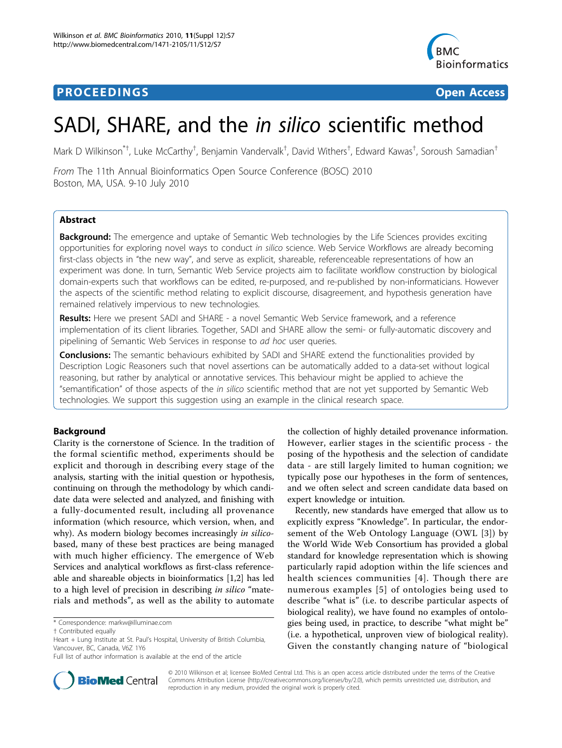PROCEEDINGS | Open Access

# SADI, SHARE, and the *in silico* scientific method

Mark D Wilkinson[*†], Luke McCarthy[†], Benjamin Vandervalk[†], David Withers[†], Edward Kawas[†], Soroush Samadian[†]

*From* The 11th Annual Bioinformatics Open Source Conference (BOSC) 2010
Boston, MA, USA. 9-10 July 2010

## Abstract

**Background:** The emergence and uptake of Semantic Web technologies by the Life Sciences provides exciting opportunities for exploring novel ways to conduct *in silico* science. Web Service Workflows are already becoming first-class objects in "the new way", and serve as explicit, shareable, referenceable representations of how an experiment was done. In turn, Semantic Web Service projects aim to facilitate workflow construction by biological domain-experts such that workflows can be edited, re-purposed, and re-published by non-informaticians. However the aspects of the scientific method relating to explicit discourse, disagreement, and hypothesis generation have remained relatively impervious to new technologies.

**Results:** Here we present SADI and SHARE - a novel Semantic Web Service framework, and a reference implementation of its client libraries. Together, SADI and SHARE allow the semi- or fully-automatic discovery and pipelining of Semantic Web Services in response to *ad hoc* user queries.

**Conclusions:** The semantic behaviours exhibited by SADI and SHARE extend the functionalities provided by Description Logic Reasoners such that novel assertions can be automatically added to a data-set without logical reasoning, but rather by analytical or annotative services. This behaviour might be applied to achieve the "semantification" of those aspects of the *in silico* scientific method that are not yet supported by Semantic Web technologies. We support this suggestion using an example in the clinical research space.

## Background

Clarity is the cornerstone of Science. In the tradition of the formal scientific method, experiments should be explicit and thorough in describing every stage of the analysis, starting with the initial question or hypothesis, continuing on through the methodology by which candidate data were selected and analyzed, and finishing with a fully-documented result, including all provenance information (which resource, which version, when, and why). As modern biology becomes increasingly *in silico*-based, many of these best practices are being managed with much higher efficiency. The emergence of Web Services and analytical workflows as first-class referenceable and shareable objects in bioinformatics [1,2] has led to a high level of precision in describing *in silico* "materials and methods", as well as the ability to automate the collection of highly detailed provenance information. However, earlier stages in the scientific process - the posing of the hypothesis and the selection of candidate data - are still largely limited to human cognition; we typically pose our hypotheses in the form of sentences, and we often select and screen candidate data based on expert knowledge or intuition.

Recently, new standards have emerged that allow us to explicitly express "Knowledge". In particular, the endorsement of the Web Ontology Language (OWL [3]) by the World Wide Web Consortium has provided a global standard for knowledge representation which is showing particularly rapid adoption within the life sciences and health sciences communities [4]. Though there are numerous examples [5] of ontologies being used to describe "what is" (i.e. to describe particular aspects of biological reality), we have found no examples of ontologies being used, in practice, to describe "what might be" (i.e. a hypothetical, unproven view of biological reality). Given the constantly changing nature of "biological

\* Correspondence: markw@illuminae.com
† Contributed equally
Heart + Lung Institute at St. Paul's Hospital, University of British Columbia, Vancouver, BC, Canada, V6Z 1Y6
Full list of author information is available at the end of the article

© 2010 Wilkinson et al; licensee BioMed Central Ltd. This is an open access article distributed under the terms of the Creative Commons Attribution License (http://creativecommons.org/licenses/by/2.0), which permits unrestricted use, distribution, and reproduction in any medium, provided the original work is properly cited.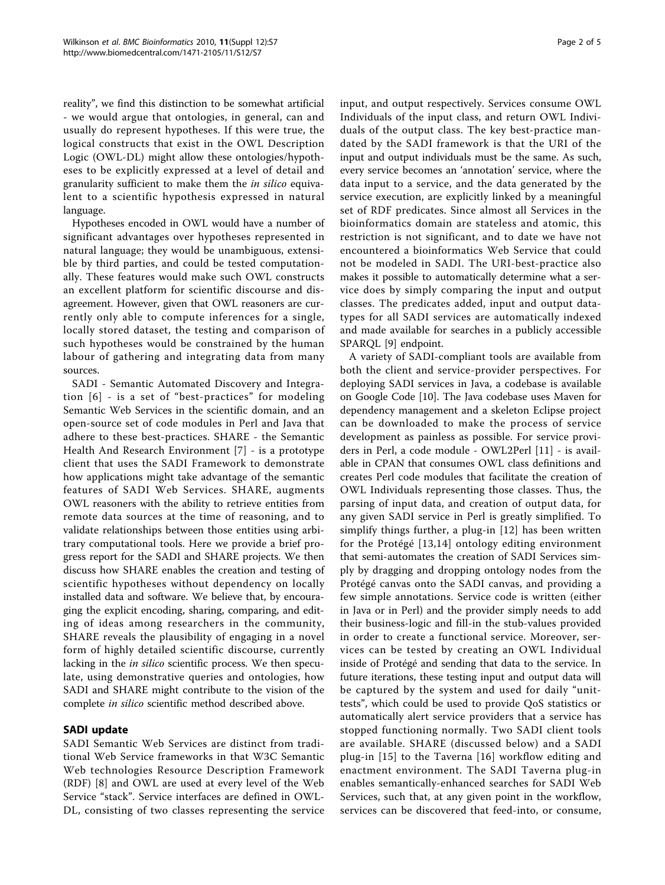reality", we find this distinction to be somewhat artificial - we would argue that ontologies, in general, can and usually do represent hypotheses. If this were true, the logical constructs that exist in the OWL Description Logic (OWL-DL) might allow these ontologies/hypotheses to be explicitly expressed at a level of detail and granularity sufficient to make them the *in silico* equivalent to a scientific hypothesis expressed in natural language.

Hypotheses encoded in OWL would have a number of significant advantages over hypotheses represented in natural language; they would be unambiguous, extensible by third parties, and could be tested computationally. These features would make such OWL constructs an excellent platform for scientific discourse and disagreement. However, given that OWL reasoners are currently only able to compute inferences for a single, locally stored dataset, the testing and comparison of such hypotheses would be constrained by the human labour of gathering and integrating data from many sources.

SADI - Semantic Automated Discovery and Integration [6] - is a set of "best-practices" for modeling Semantic Web Services in the scientific domain, and an open-source set of code modules in Perl and Java that adhere to these best-practices. SHARE - the Semantic Health And Research Environment [7] - is a prototype client that uses the SADI Framework to demonstrate how applications might take advantage of the semantic features of SADI Web Services. SHARE, augments OWL reasoners with the ability to retrieve entities from remote data sources at the time of reasoning, and to validate relationships between those entities using arbitrary computational tools. Here we provide a brief progress report for the SADI and SHARE projects. We then discuss how SHARE enables the creation and testing of scientific hypotheses without dependency on locally installed data and software. We believe that, by encouraging the explicit encoding, sharing, comparing, and editing of ideas among researchers in the community, SHARE reveals the plausibility of engaging in a novel form of highly detailed scientific discourse, currently lacking in the *in silico* scientific process. We then speculate, using demonstrative queries and ontologies, how SADI and SHARE might contribute to the vision of the complete *in silico* scientific method described above.

## SADI update

SADI Semantic Web Services are distinct from traditional Web Service frameworks in that W3C Semantic Web technologies Resource Description Framework (RDF) [8] and OWL are used at every level of the Web Service "stack". Service interfaces are defined in OWL-DL, consisting of two classes representing the service input, and output respectively. Services consume OWL Individuals of the input class, and return OWL Individuals of the output class. The key best-practice mandated by the SADI framework is that the URI of the input and output individuals must be the same. As such, every service becomes an 'annotation' service, where the data input to a service, and the data generated by the service execution, are explicitly linked by a meaningful set of RDF predicates. Since almost all Services in the bioinformatics domain are stateless and atomic, this restriction is not significant, and to date we have not encountered a bioinformatics Web Service that could not be modeled in SADI. The URI-best-practice also makes it possible to automatically determine what a service does by simply comparing the input and output classes. The predicates added, input and output datatypes for all SADI services are automatically indexed and made available for searches in a publicly accessible SPARQL [9] endpoint.

A variety of SADI-compliant tools are available from both the client and service-provider perspectives. For deploying SADI services in Java, a codebase is available on Google Code [10]. The Java codebase uses Maven for dependency management and a skeleton Eclipse project can be downloaded to make the process of service development as painless as possible. For service providers in Perl, a code module - OWL2Perl [11] - is available in CPAN that consumes OWL class definitions and creates Perl code modules that facilitate the creation of OWL Individuals representing those classes. Thus, the parsing of input data, and creation of output data, for any given SADI service in Perl is greatly simplified. To simplify things further, a plug-in [12] has been written for the Protégé [13,14] ontology editing environment that semi-automates the creation of SADI Services simply by dragging and dropping ontology nodes from the Protégé canvas onto the SADI canvas, and providing a few simple annotations. Service code is written (either in Java or in Perl) and the provider simply needs to add their business-logic and fill-in the stub-values provided in order to create a functional service. Moreover, services can be tested by creating an OWL Individual inside of Protégé and sending that data to the service. In future iterations, these testing input and output data will be captured by the system and used for daily "unit-tests", which could be used to provide QoS statistics or automatically alert service providers that a service has stopped functioning normally. Two SADI client tools are available. SHARE (discussed below) and a SADI plug-in [15] to the Taverna [16] workflow editing and enactment environment. The SADI Taverna plug-in enables semantically-enhanced searches for SADI Web Services, such that, at any given point in the workflow, services can be discovered that feed-into, or consume,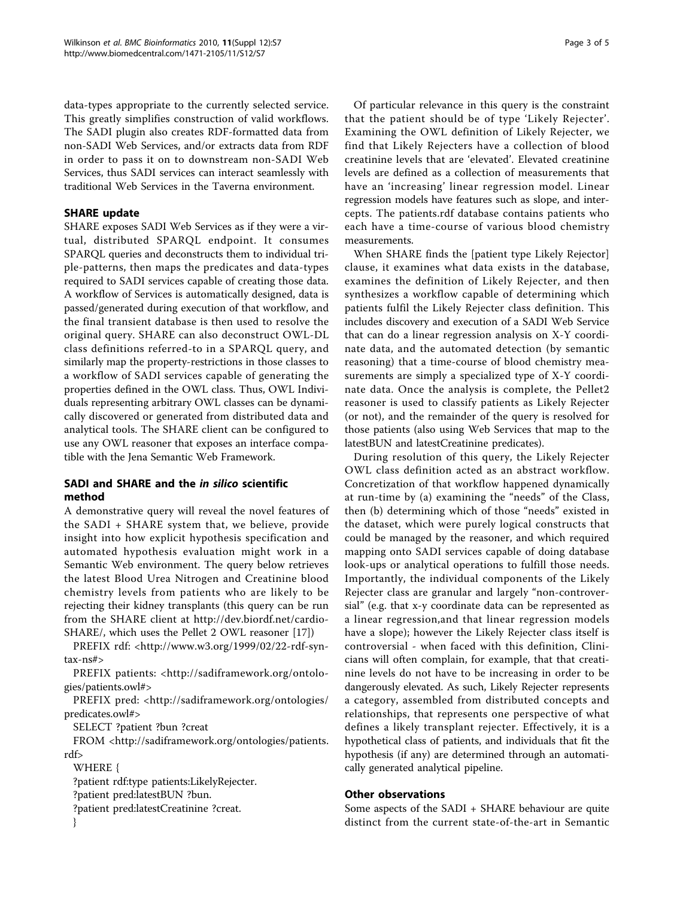data-types appropriate to the currently selected service. This greatly simplifies construction of valid workflows. The SADI plugin also creates RDF-formatted data from non-SADI Web Services, and/or extracts data from RDF in order to pass it on to downstream non-SADI Web Services, thus SADI services can interact seamlessly with traditional Web Services in the Taverna environment.

## SHARE update

SHARE exposes SADI Web Services as if they were a virtual, distributed SPARQL endpoint. It consumes SPARQL queries and deconstructs them to individual triple-patterns, then maps the predicates and data-types required to SADI services capable of creating those data. A workflow of Services is automatically designed, data is passed/generated during execution of that workflow, and the final transient database is then used to resolve the original query. SHARE can also deconstruct OWL-DL class definitions referred-to in a SPARQL query, and similarly map the property-restrictions in those classes to a workflow of SADI services capable of generating the properties defined in the OWL class. Thus, OWL Individuals representing arbitrary OWL classes can be dynamically discovered or generated from distributed data and analytical tools. The SHARE client can be configured to use any OWL reasoner that exposes an interface compatible with the Jena Semantic Web Framework.

## SADI and SHARE and the *in silico* scientific method

A demonstrative query will reveal the novel features of the SADI + SHARE system that, we believe, provide insight into how explicit hypothesis specification and automated hypothesis evaluation might work in a Semantic Web environment. The query below retrieves the latest Blood Urea Nitrogen and Creatinine blood chemistry levels from patients who are likely to be rejecting their kidney transplants (this query can be run from the SHARE client at http://dev.biordf.net/cardio-SHARE/, which uses the Pellet 2 OWL reasoner [17])

```
PREFIX rdf: <http://www.w3.org/1999/02/22-rdf-syntax-ns#>
PREFIX patients: <http://sadiframework.org/ontologies/patients.owl#>
PREFIX pred: <http://sadiframework.org/ontologies/predicates.owl#>
SELECT ?patient ?bun ?creat
FROM <http://sadiframework.org/ontologies/patients.rdf>
WHERE {
?patient rdf:type patients:LikelyRejecter.
?patient pred:latestBUN ?bun.
?patient pred:latestCreatinine ?creat.
}
```

Of particular relevance in this query is the constraint that the patient should be of type 'Likely Rejecter'. Examining the OWL definition of Likely Rejecter, we find that Likely Rejecters have a collection of blood creatinine levels that are 'elevated'. Elevated creatinine levels are defined as a collection of measurements that have an 'increasing' linear regression model. Linear regression models have features such as slope, and intercepts. The patients.rdf database contains patients who each have a time-course of various blood chemistry measurements.

When SHARE finds the [patient type Likely Rejector] clause, it examines what data exists in the database, examines the definition of Likely Rejecter, and then synthesizes a workflow capable of determining which patients fulfil the Likely Rejecter class definition. This includes discovery and execution of a SADI Web Service that can do a linear regression analysis on X-Y coordinate data, and the automated detection (by semantic reasoning) that a time-course of blood chemistry measurements are simply a specialized type of X-Y coordinate data. Once the analysis is complete, the Pellet2 reasoner is used to classify patients as Likely Rejecter (or not), and the remainder of the query is resolved for those patients (also using Web Services that map to the latestBUN and latestCreatinine predicates).

During resolution of this query, the Likely Rejecter OWL class definition acted as an abstract workflow. Concretization of that workflow happened dynamically at run-time by (a) examining the "needs" of the Class, then (b) determining which of those "needs" existed in the dataset, which were purely logical constructs that could be managed by the reasoner, and which required mapping onto SADI services capable of doing database look-ups or analytical operations to fulfill those needs. Importantly, the individual components of the Likely Rejecter class are granular and largely "non-controversial" (e.g. that x-y coordinate data can be represented as a linear regression,and that linear regression models have a slope); however the Likely Rejecter class itself is controversial - when faced with this definition, Clinicians will often complain, for example, that that creatinine levels do not have to be increasing in order to be dangerously elevated. As such, Likely Rejecter represents a category, assembled from distributed concepts and relationships, that represents one perspective of what defines a likely transplant rejecter. Effectively, it is a hypothetical class of patients, and individuals that fit the hypothesis (if any) are determined through an automatically generated analytical pipeline.

## Other observations

Some aspects of the SADI + SHARE behaviour are quite distinct from the current state-of-the-art in Semantic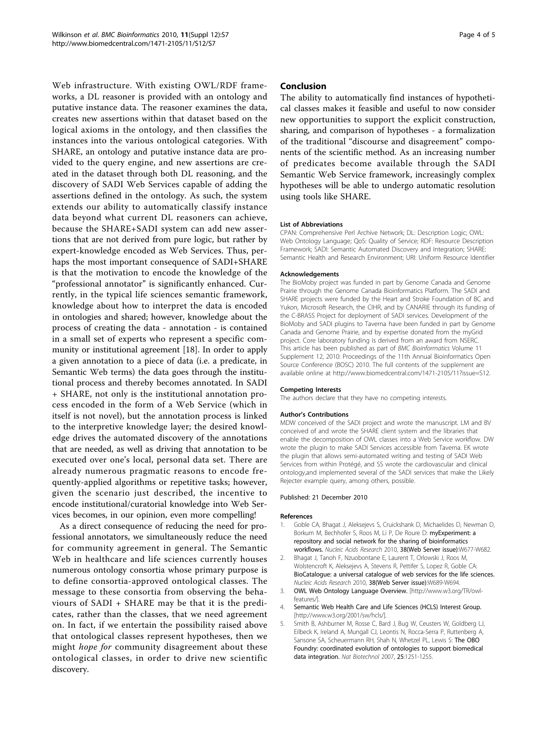Web infrastructure. With existing OWL/RDF frameworks, a DL reasoner is provided with an ontology and putative instance data. The reasoner examines the data, creates new assertions within that dataset based on the logical axioms in the ontology, and then classifies the instances into the various ontological categories. With SHARE, an ontology and putative instance data are provided to the query engine, and new assertions are created in the dataset through both DL reasoning, and the discovery of SADI Web Services capable of adding the assertions defined in the ontology. As such, the system extends our ability to automatically classify instance data beyond what current DL reasoners can achieve, because the SHARE+SADI system can add new assertions that are not derived from pure logic, but rather by expert-knowledge encoded as Web Services. Thus, perhaps the most important consequence of SADI+SHARE is that the motivation to encode the knowledge of the "professional annotator" is significantly enhanced. Currently, in the typical life sciences semantic framework, knowledge about how to interpret the data is encoded in ontologies and shared; however, knowledge about the process of creating the data - annotation - is contained in a small set of experts who represent a specific community or institutional agreement [18]. In order to apply a given annotation to a piece of data (i.e. a predicate, in Semantic Web terms) the data goes through the institutional process and thereby becomes annotated. In SADI + SHARE, not only is the institutional annotation process encoded in the form of a Web Service (which in itself is not novel), but the annotation process is linked to the interpretive knowledge layer; the desired knowledge drives the automated discovery of the annotations that are needed, as well as driving that annotation to be executed over one's local, personal data set. There are already numerous pragmatic reasons to encode frequently-applied algorithms or repetitive tasks; however, given the scenario just described, the incentive to encode institutional/curatorial knowledge into Web Services becomes, in our opinion, even more compelling!

As a direct consequence of reducing the need for professional annotators, we simultaneously reduce the need for community agreement in general. The Semantic Web in healthcare and life sciences currently houses numerous ontology consortia whose primary purpose is to define consortia-approved ontological classes. The message to these consortia from observing the behaviours of SADI + SHARE may be that it is the predicates, rather than the classes, that we need agreement on. In fact, if we entertain the possibility raised above that ontological classes represent hypotheses, then we might *hope for* community disagreement about these ontological classes, in order to drive new scientific discovery.

## Conclusion

The ability to automatically find instances of hypothetical classes makes it feasible and useful to now consider new opportunities to support the explicit construction, sharing, and comparison of hypotheses - a formalization of the traditional "discourse and disagreement" components of the scientific method. As an increasing number of predicates become available through the SADI Semantic Web Service framework, increasingly complex hypotheses will be able to undergo automatic resolution using tools like SHARE.

#### List of Abbreviations

CPAN: Comprehensive Perl Archive Network; DL: Description Logic; OWL: Web Ontology Language; QoS: Quality of Service; RDF: Resource Description Framework; SADI: Semantic Automated Discovery and Integration; SHARE: Semantic Health and Research Environment; URI: Uniform Resource Identifier

#### Acknowledgements

The BioMoby project was funded in part by Genome Canada and Genome Prairie through the Genome Canada Bioinformatics Platform. The SADI and SHARE projects were funded by the Heart and Stroke Foundation of BC and Yukon, Microsoft Research, the CIHR, and by CANARIE through its funding of the C-BRASS Project for deployment of SADI services. Development of the BioMoby and SADI plugins to Taverna have been funded in part by Genome Canada and Genome Prairie, and by expertise donated from the myGrid project. Core laboratory funding is derived from an award from NSERC. This article has been published as part of *BMC Bioinformatics* Volume 11 Supplement 12, 2010: Proceedings of the 11th Annual Bioinformatics Open Source Conference (BOSC) 2010. The full contents of the supplement are available online at http://www.biomedcentral.com/1471-2105/11?issue=S12.

#### Competing Interests

The authors declare that they have no competing interests.

#### Author's Contributions

MDW conceived of the SADI project and wrote the manuscript. LM and BV conceived of and wrote the SHARE client system and the libraries that enable the decomposition of OWL classes into a Web Service workflow. DW wrote the plugin to make SADI Services accessible from Taverna. EK wrote the plugin that allows semi-automated writing and testing of SADI Web Services from within Protégé, and SS wrote the cardiovascular and clinical ontology,and implemented several of the SADI services that make the Likely Rejecter example query, among others, possible.

Published: 21 December 2010

#### References

1. Goble CA, Bhagat J, Aleksejevs S, Cruickshank D, Michaelides D, Newman D, Borkum M, Bechhofer S, Roos M, Li P, De Roure D: **myExperiment: a repository and social network for the sharing of bioinformatics workflows.** *Nucleic Acids Research* 2010, **38(Web Server issue)**:W677-W682.
2. Bhagat J, Tanoh F, Nzuobontane E, Laurent T, Orlowski J, Roos M, Wolstencroft K, Aleksejevs A, Stevens R, Pettifer S, Lopez R, Goble CA: **BioCatalogue: a universal catalogue of web services for the life sciences.** *Nucleic Acids Research* 2010, **38(Web Server issue)**:W689-W694.
3. **OWL Web Ontology Language Overview.** [http://www.w3.org/TR/owl-features/].
4. **Semantic Web Health Care and Life Sciences (HCLS) Interest Group.** [http://www.w3.org/2001/sw/hcls/].
5. Smith B, Ashburner M, Rosse C, Bard J, Bug W, Ceusters W, Goldberg LJ, Eilbeck K, Ireland A, Mungall CJ, Leontis N, Rocca-Serra P, Ruttenberg A, Sansone SA, Scheuermann RH, Shah N, Whetzel PL, Lewis S: **The OBO Foundry: coordinated evolution of ontologies to support biomedical data integration.** *Nat Biotechnol* 2007, **25**:1251-1255.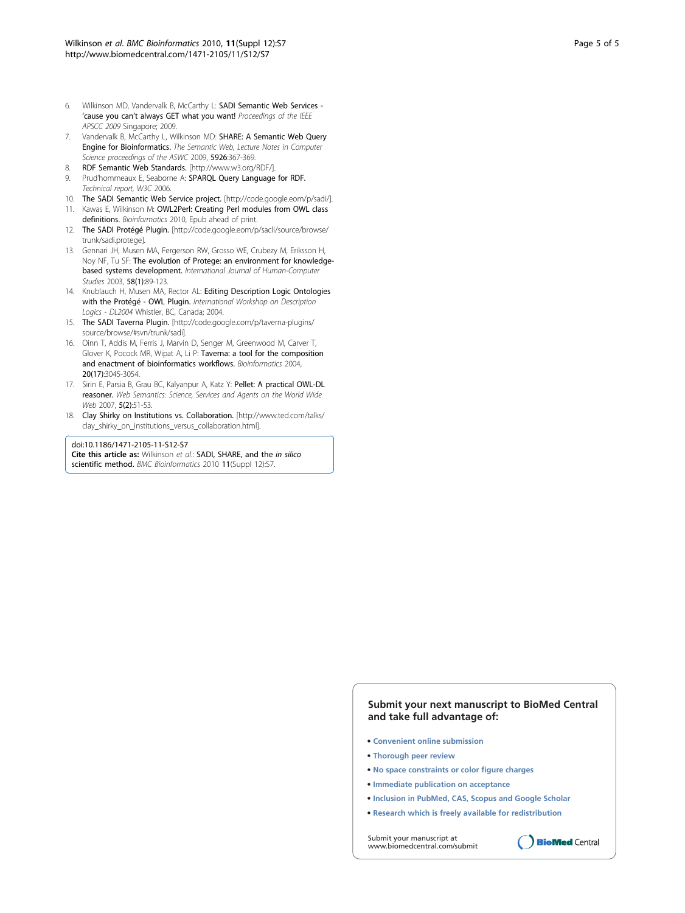6. Wilkinson MD, Vandervalk B, McCarthy L: **SADI Semantic Web Services - 'cause you can't always GET what you want!** *Proceedings of the IEEE APSCC 2009* Singapore; 2009.
7. Vandervalk B, McCarthy L, Wilkinson MD: **SHARE: A Semantic Web Query Engine for Bioinformatics.** *The Semantic Web, Lecture Notes in Computer Science proceedings of the ASWC* 2009, **5926**:367-369.
8. **RDF Semantic Web Standards.** [http://www.w3.org/RDF/].
9. Prud'hommeaux E, Seaborne A: **SPARQL Query Language for RDF.** *Technical report, W3C* 2006.
10. **The SADI Semantic Web Service project.** [http://code.google.eom/p/sadi/].
11. Kawas E, Wilkinson M: **OWL2Perl: Creating Perl modules from OWL class definitions.** *Bioinformatics* 2010, Epub ahead of print.
12. **The SADI Protégé Plugin.** [http://code.google.eom/p/sacli/source/browse/trunk/sadi.protege].
13. Gennari JH, Musen MA, Fergerson RW, Grosso WE, Crubezy M, Eriksson H, Noy NF, Tu SF: **The evolution of Protege: an environment for knowledge-based systems development.** *International Journal of Human-Computer Studies* 2003, **58(1)**:89-123.
14. Knublauch H, Musen MA, Rector AL: **Editing Description Logic Ontologies with the Protégé - OWL Plugin.** *International Workshop on Description Logics - DL2004* Whistler, BC, Canada; 2004.
15. **The SADI Taverna Plugin.** [http://code.google.com/p/taverna-plugins/source/browse/#svn/trunk/sadi].
16. Oinn T, Addis M, Ferris J, Marvin D, Senger M, Greenwood M, Carver T, Glover K, Pocock MR, Wipat A, Li P: **Taverna: a tool for the composition and enactment of bioinformatics workflows.** *Bioinformatics* 2004, **20(17)**:3045-3054.
17. Sirin E, Parsia B, Grau BC, Kalyanpur A, Katz Y: **Pellet: A practical OWL-DL reasoner.** *Web Semantics: Science, Services and Agents on the World Wide Web* 2007, **5(2)**:51-53.
18. **Clay Shirky on Institutions vs. Collaboration.** [http://www.ted.com/talks/clay_shirky_on_institutions_versus_collaboration.html].

doi:10.1186/1471-2105-11-S12-S7
**Cite this article as:** Wilkinson *et al.*: SADI, SHARE, and the *in silico* scientific method. *BMC Bioinformatics* 2010 **11**(Suppl 12):S7.

**Submit your next manuscript to BioMed Central and take full advantage of:**

- Convenient online submission
- Thorough peer review
- No space constraints or color figure charges
- Immediate publication on acceptance
- Inclusion in PubMed, CAS, Scopus and Google Scholar
- Research which is freely available for redistribution

Submit your manuscript at
www.biomedcentral.com/submit

BioMed Central